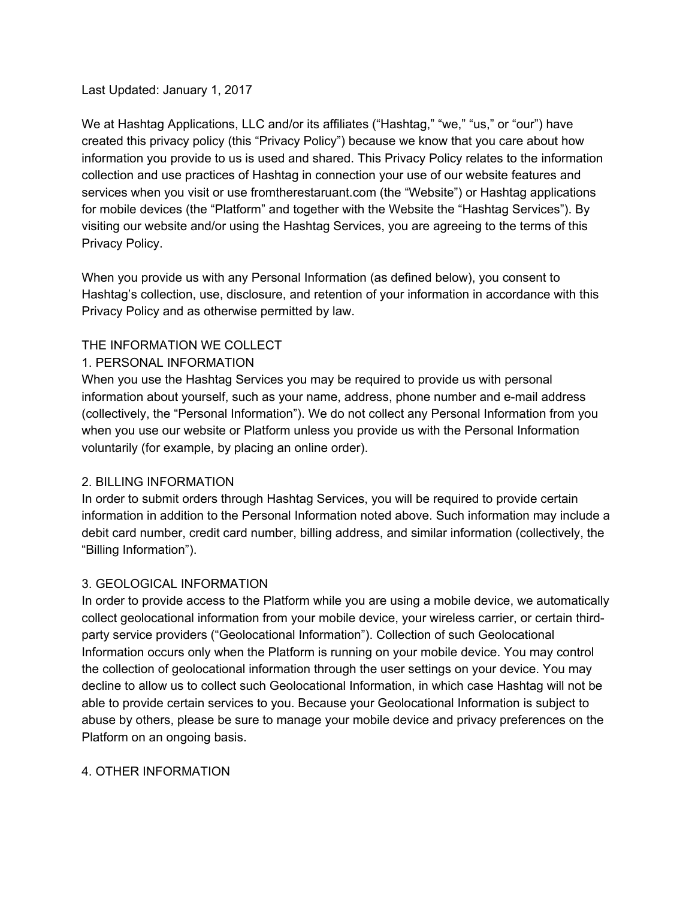Last Updated: January 1, 2017

We at Hashtag Applications, LLC and/or its affiliates (“Hashtag,” “we,” “us,” or “our”) have created this privacy policy (this “Privacy Policy”) because we know that you care about how information you provide to us is used and shared. This Privacy Policy relates to the information collection and use practices of Hashtag in connection your use of our website features and services when you visit or use fromtherestaruant.com (the “Website”) or Hashtag applications for mobile devices (the “Platform” and together with the Website the “Hashtag Services”). By visiting our website and/or using the Hashtag Services, you are agreeing to the terms of this Privacy Policy.

When you provide us with any Personal Information (as defined below), you consent to Hashtag’s collection, use, disclosure, and retention of your information in accordance with this Privacy Policy and as otherwise permitted by law.

## THE INFORMATION WE COLLECT

### 1. PERSONAL INFORMATION

When you use the Hashtag Services you may be required to provide us with personal information about yourself, such as your name, address, phone number and e-mail address (collectively, the “Personal Information”). We do not collect any Personal Information from you when you use our website or Platform unless you provide us with the Personal Information voluntarily (for example, by placing an online order).

### 2. BILLING INFORMATION

In order to submit orders through Hashtag Services, you will be required to provide certain information in addition to the Personal Information noted above. Such information may include a debit card number, credit card number, billing address, and similar information (collectively, the “Billing Information”).

### 3. GEOLOGICAL INFORMATION

In order to provide access to the Platform while you are using a mobile device, we automatically collect geolocational information from your mobile device, your wireless carrier, or certain third-party service providers (“Geolocational Information”). Collection of such Geolocational Information occurs only when the Platform is running on your mobile device. You may control the collection of geolocational information through the user settings on your device. You may decline to allow us to collect such Geolocational Information, in which case Hashtag will not be able to provide certain services to you. Because your Geolocational Information is subject to abuse by others, please be sure to manage your mobile device and privacy preferences on the Platform on an ongoing basis.

### 4. OTHER INFORMATION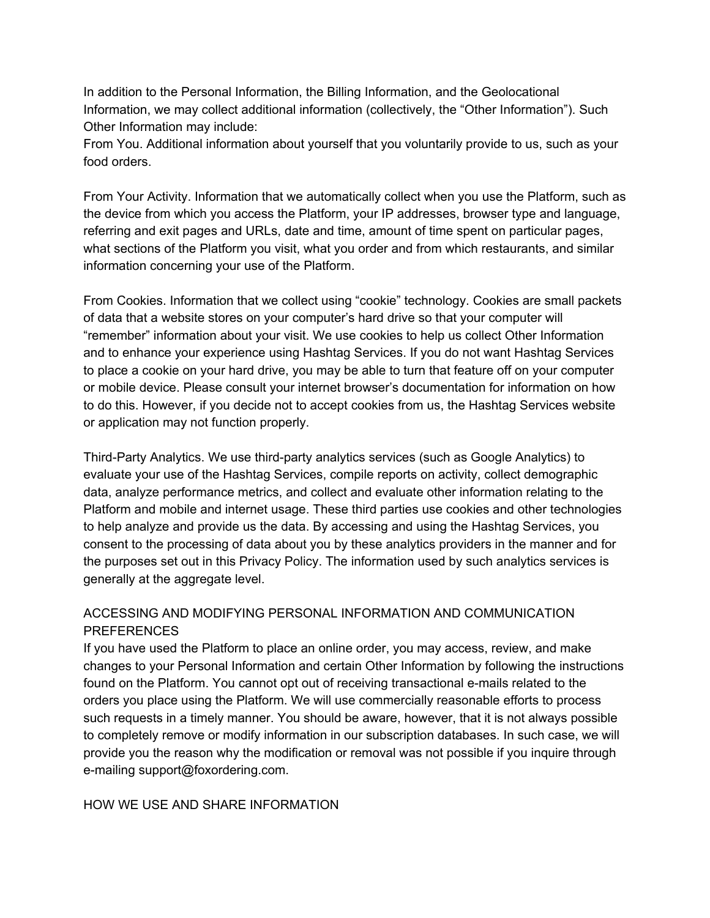In addition to the Personal Information, the Billing Information, and the Geolocational Information, we may collect additional information (collectively, the "Other Information"). Such Other Information may include:

From You. Additional information about yourself that you voluntarily provide to us, such as your food orders.

From Your Activity. Information that we automatically collect when you use the Platform, such as the device from which you access the Platform, your IP addresses, browser type and language, referring and exit pages and URLs, date and time, amount of time spent on particular pages, what sections of the Platform you visit, what you order and from which restaurants, and similar information concerning your use of the Platform.

From Cookies. Information that we collect using "cookie" technology. Cookies are small packets of data that a website stores on your computer's hard drive so that your computer will "remember" information about your visit. We use cookies to help us collect Other Information and to enhance your experience using Hashtag Services. If you do not want Hashtag Services to place a cookie on your hard drive, you may be able to turn that feature off on your computer or mobile device. Please consult your internet browser's documentation for information on how to do this. However, if you decide not to accept cookies from us, the Hashtag Services website or application may not function properly.

Third-Party Analytics. We use third-party analytics services (such as Google Analytics) to evaluate your use of the Hashtag Services, compile reports on activity, collect demographic data, analyze performance metrics, and collect and evaluate other information relating to the Platform and mobile and internet usage. These third parties use cookies and other technologies to help analyze and provide us the data. By accessing and using the Hashtag Services, you consent to the processing of data about you by these analytics providers in the manner and for the purposes set out in this Privacy Policy. The information used by such analytics services is generally at the aggregate level.

## ACCESSING AND MODIFYING PERSONAL INFORMATION AND COMMUNICATION PREFERENCES

If you have used the Platform to place an online order, you may access, review, and make changes to your Personal Information and certain Other Information by following the instructions found on the Platform. You cannot opt out of receiving transactional e-mails related to the orders you place using the Platform. We will use commercially reasonable efforts to process such requests in a timely manner. You should be aware, however, that it is not always possible to completely remove or modify information in our subscription databases. In such case, we will provide you the reason why the modification or removal was not possible if you inquire through e-mailing support@foxordering.com.

## HOW WE USE AND SHARE INFORMATION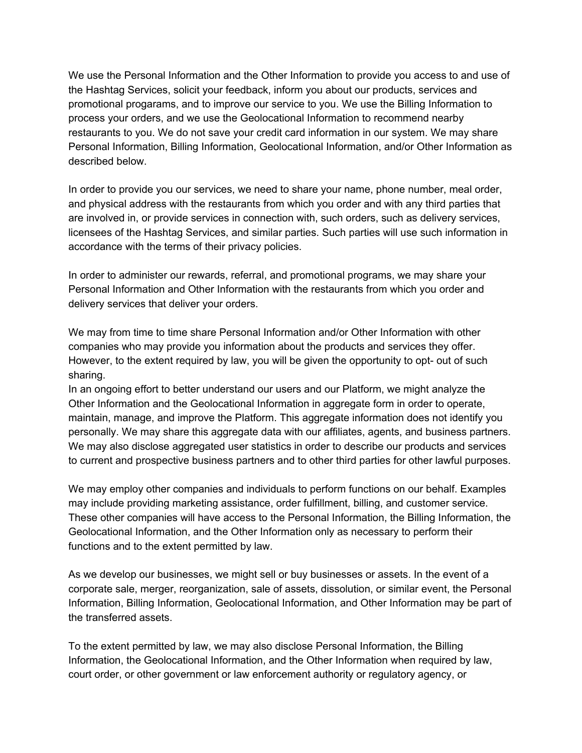We use the Personal Information and the Other Information to provide you access to and use of the Hashtag Services, solicit your feedback, inform you about our products, services and promotional progarams, and to improve our service to you. We use the Billing Information to process your orders, and we use the Geolocational Information to recommend nearby restaurants to you. We do not save your credit card information in our system. We may share Personal Information, Billing Information, Geolocational Information, and/or Other Information as described below.

In order to provide you our services, we need to share your name, phone number, meal order, and physical address with the restaurants from which you order and with any third parties that are involved in, or provide services in connection with, such orders, such as delivery services, licensees of the Hashtag Services, and similar parties. Such parties will use such information in accordance with the terms of their privacy policies.

In order to administer our rewards, referral, and promotional programs, we may share your Personal Information and Other Information with the restaurants from which you order and delivery services that deliver your orders.

We may from time to time share Personal Information and/or Other Information with other companies who may provide you information about the products and services they offer. However, to the extent required by law, you will be given the opportunity to opt- out of such sharing.

In an ongoing effort to better understand our users and our Platform, we might analyze the Other Information and the Geolocational Information in aggregate form in order to operate, maintain, manage, and improve the Platform. This aggregate information does not identify you personally. We may share this aggregate data with our affiliates, agents, and business partners. We may also disclose aggregated user statistics in order to describe our products and services to current and prospective business partners and to other third parties for other lawful purposes.

We may employ other companies and individuals to perform functions on our behalf. Examples may include providing marketing assistance, order fulfillment, billing, and customer service. These other companies will have access to the Personal Information, the Billing Information, the Geolocational Information, and the Other Information only as necessary to perform their functions and to the extent permitted by law.

As we develop our businesses, we might sell or buy businesses or assets. In the event of a corporate sale, merger, reorganization, sale of assets, dissolution, or similar event, the Personal Information, Billing Information, Geolocational Information, and Other Information may be part of the transferred assets.

To the extent permitted by law, we may also disclose Personal Information, the Billing Information, the Geolocational Information, and the Other Information when required by law, court order, or other government or law enforcement authority or regulatory agency, or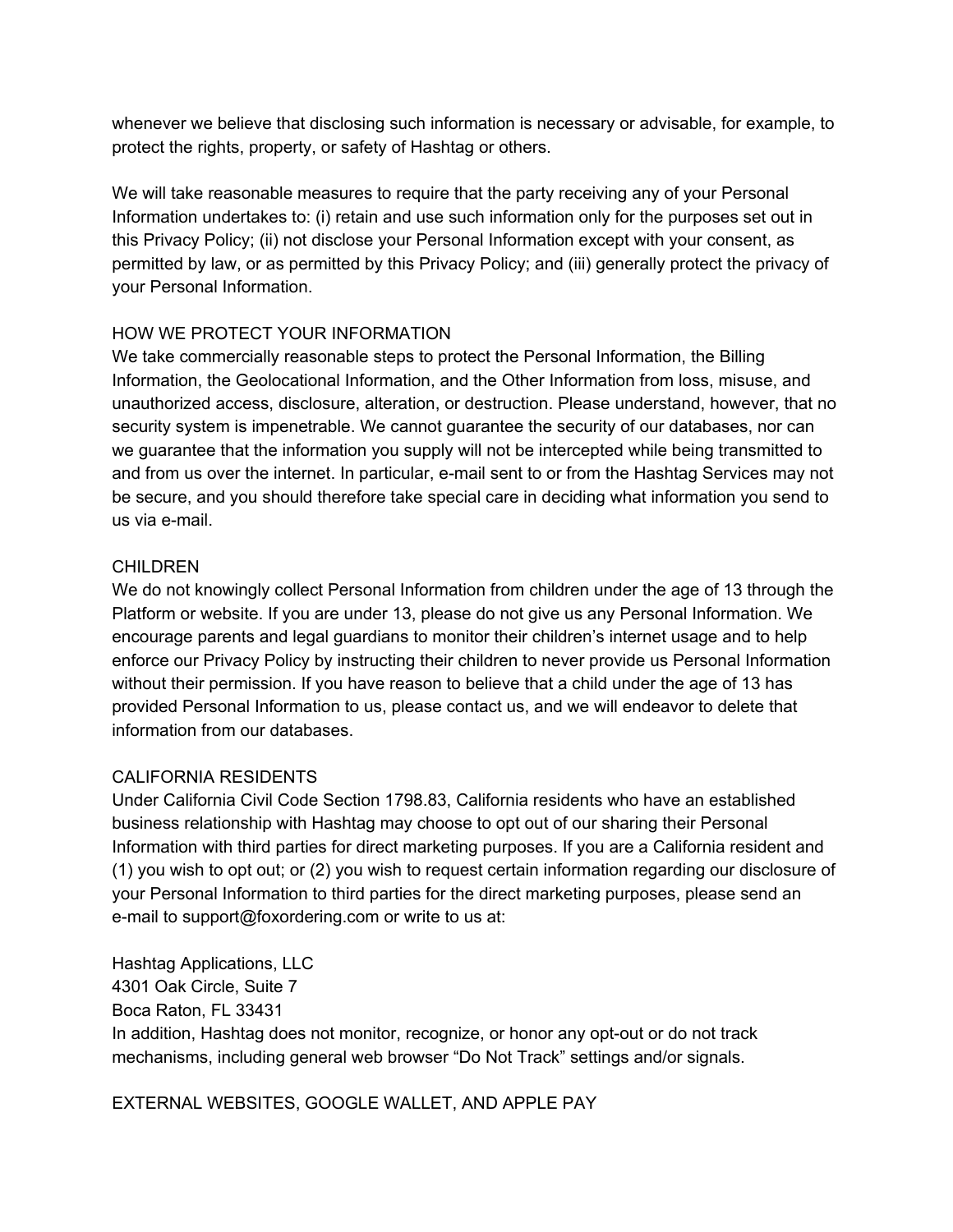whenever we believe that disclosing such information is necessary or advisable, for example, to protect the rights, property, or safety of Hashtag or others.

We will take reasonable measures to require that the party receiving any of your Personal Information undertakes to: (i) retain and use such information only for the purposes set out in this Privacy Policy; (ii) not disclose your Personal Information except with your consent, as permitted by law, or as permitted by this Privacy Policy; and (iii) generally protect the privacy of your Personal Information.

## HOW WE PROTECT YOUR INFORMATION

We take commercially reasonable steps to protect the Personal Information, the Billing Information, the Geolocational Information, and the Other Information from loss, misuse, and unauthorized access, disclosure, alteration, or destruction. Please understand, however, that no security system is impenetrable. We cannot guarantee the security of our databases, nor can we guarantee that the information you supply will not be intercepted while being transmitted to and from us over the internet. In particular, e-mail sent to or from the Hashtag Services may not be secure, and you should therefore take special care in deciding what information you send to us via e-mail.

## CHILDREN

We do not knowingly collect Personal Information from children under the age of 13 through the Platform or website. If you are under 13, please do not give us any Personal Information. We encourage parents and legal guardians to monitor their children's internet usage and to help enforce our Privacy Policy by instructing their children to never provide us Personal Information without their permission. If you have reason to believe that a child under the age of 13 has provided Personal Information to us, please contact us, and we will endeavor to delete that information from our databases.

## CALIFORNIA RESIDENTS

Under California Civil Code Section 1798.83, California residents who have an established business relationship with Hashtag may choose to opt out of our sharing their Personal Information with third parties for direct marketing purposes. If you are a California resident and (1) you wish to opt out; or (2) you wish to request certain information regarding our disclosure of your Personal Information to third parties for the direct marketing purposes, please send an e-mail to support@foxordering.com or write to us at:

Hashtag Applications, LLC
4301 Oak Circle, Suite 7
Boca Raton, FL 33431

In addition, Hashtag does not monitor, recognize, or honor any opt-out or do not track mechanisms, including general web browser "Do Not Track" settings and/or signals.

## EXTERNAL WEBSITES, GOOGLE WALLET, AND APPLE PAY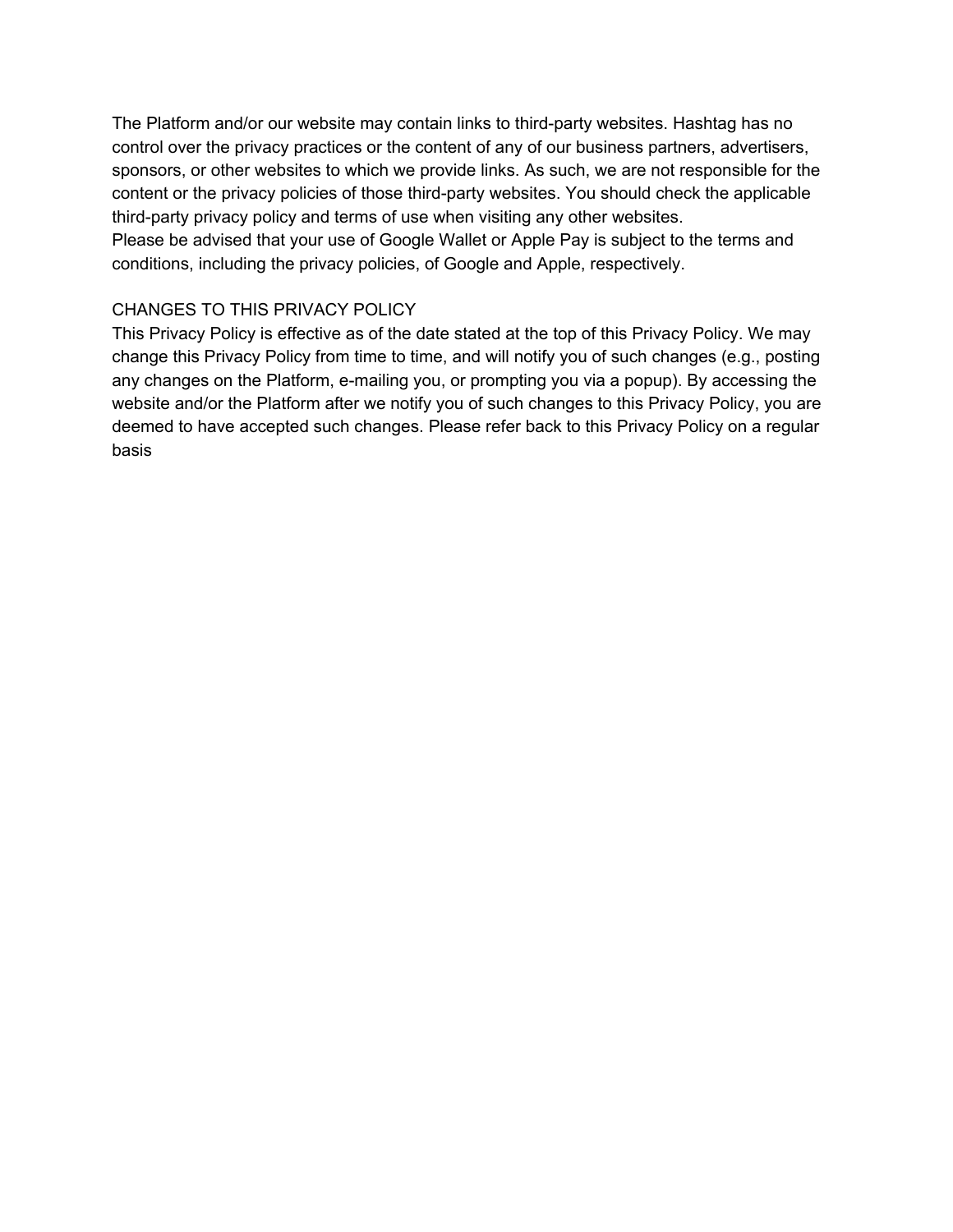The Platform and/or our website may contain links to third-party websites. Hashtag has no control over the privacy practices or the content of any of our business partners, advertisers, sponsors, or other websites to which we provide links. As such, we are not responsible for the content or the privacy policies of those third-party websites. You should check the applicable third-party privacy policy and terms of use when visiting any other websites.
Please be advised that your use of Google Wallet or Apple Pay is subject to the terms and conditions, including the privacy policies, of Google and Apple, respectively.

## CHANGES TO THIS PRIVACY POLICY

This Privacy Policy is effective as of the date stated at the top of this Privacy Policy. We may change this Privacy Policy from time to time, and will notify you of such changes (e.g., posting any changes on the Platform, e-mailing you, or prompting you via a popup). By accessing the website and/or the Platform after we notify you of such changes to this Privacy Policy, you are deemed to have accepted such changes. Please refer back to this Privacy Policy on a regular basis